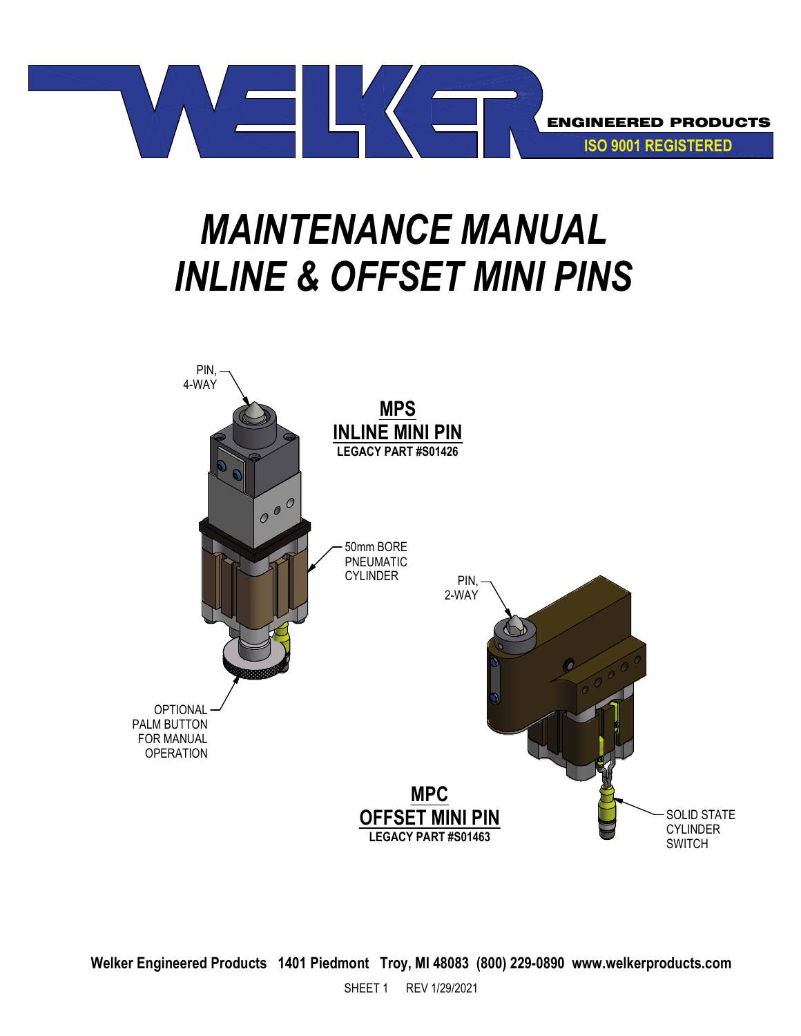WELKER ENGINEERED PRODUCTS
ISO 9001 REGISTERED

# *MAINTENANCE MANUAL*
# *INLINE & OFFSET MINI PINS*

PIN, 4-WAY

**MPS**
**INLINE MINI PIN**
**LEGACY PART #S01426**

50mm BORE PNEUMATIC CYLINDER

PIN, 2-WAY

OPTIONAL PALM BUTTON FOR MANUAL OPERATION

**MPC**
**OFFSET MINI PIN**
**LEGACY PART #S01463**

SOLID STATE CYLINDER SWITCH

**Welker Engineered Products 1401 Piedmont Troy, MI 48083 (800) 229-0890 www.welkerproducts.com**

SHEET 1 REV 1/29/2021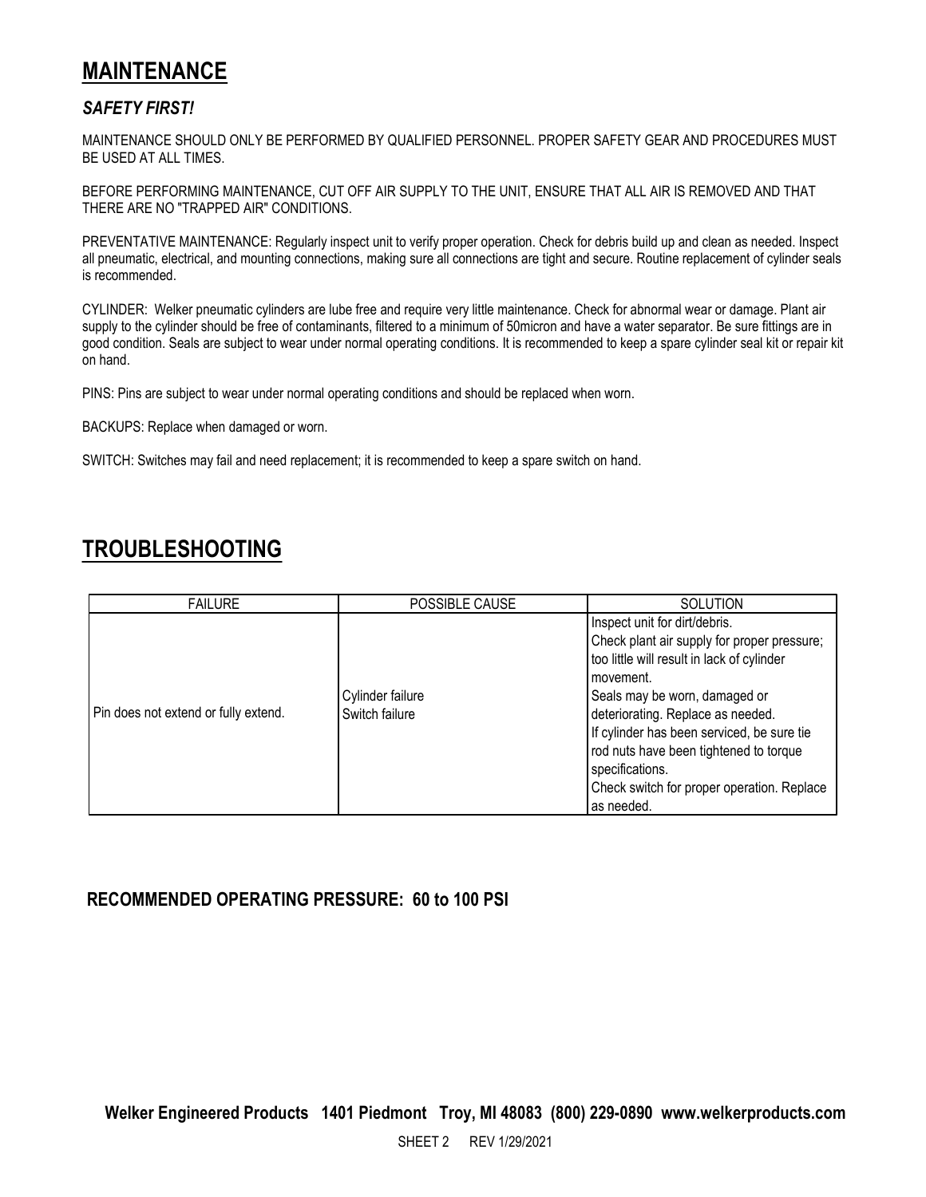# MAINTENANCE

### *SAFETY FIRST!*

MAINTENANCE SHOULD ONLY BE PERFORMED BY QUALIFIED PERSONNEL. PROPER SAFETY GEAR AND PROCEDURES MUST BE USED AT ALL TIMES.

BEFORE PERFORMING MAINTENANCE, CUT OFF AIR SUPPLY TO THE UNIT, ENSURE THAT ALL AIR IS REMOVED AND THAT THERE ARE NO "TRAPPED AIR" CONDITIONS.

PREVENTATIVE MAINTENANCE: Regularly inspect unit to verify proper operation. Check for debris build up and clean as needed. Inspect all pneumatic, electrical, and mounting connections, making sure all connections are tight and secure. Routine replacement of cylinder seals is recommended.

CYLINDER: Welker pneumatic cylinders are lube free and require very little maintenance. Check for abnormal wear or damage. Plant air supply to the cylinder should be free of contaminants, filtered to a minimum of 50micron and have a water separator. Be sure fittings are in good condition. Seals are subject to wear under normal operating conditions. It is recommended to keep a spare cylinder seal kit or repair kit on hand.

PINS: Pins are subject to wear under normal operating conditions and should be replaced when worn.

BACKUPS: Replace when damaged or worn.

SWITCH: Switches may fail and need replacement; it is recommended to keep a spare switch on hand.

# TROUBLESHOOTING

| FAILURE | POSSIBLE CAUSE | SOLUTION |
|---|---|---|
| Pin does not extend or fully extend. | Cylinder failure<br>Switch failure | Inspect unit for dirt/debris.<br>Check plant air supply for proper pressure; too little will result in lack of cylinder movement.<br>Seals may be worn, damaged or deteriorating. Replace as needed.<br>If cylinder has been serviced, be sure tie rod nuts have been tightened to torque specifications.<br>Check switch for proper operation. Replace as needed. |

**RECOMMENDED OPERATING PRESSURE: 60 to 100 PSI**

**Welker Engineered Products 1401 Piedmont Troy, MI 48083 (800) 229-0890 www.welkerproducts.com**

SHEET 2 REV 1/29/2021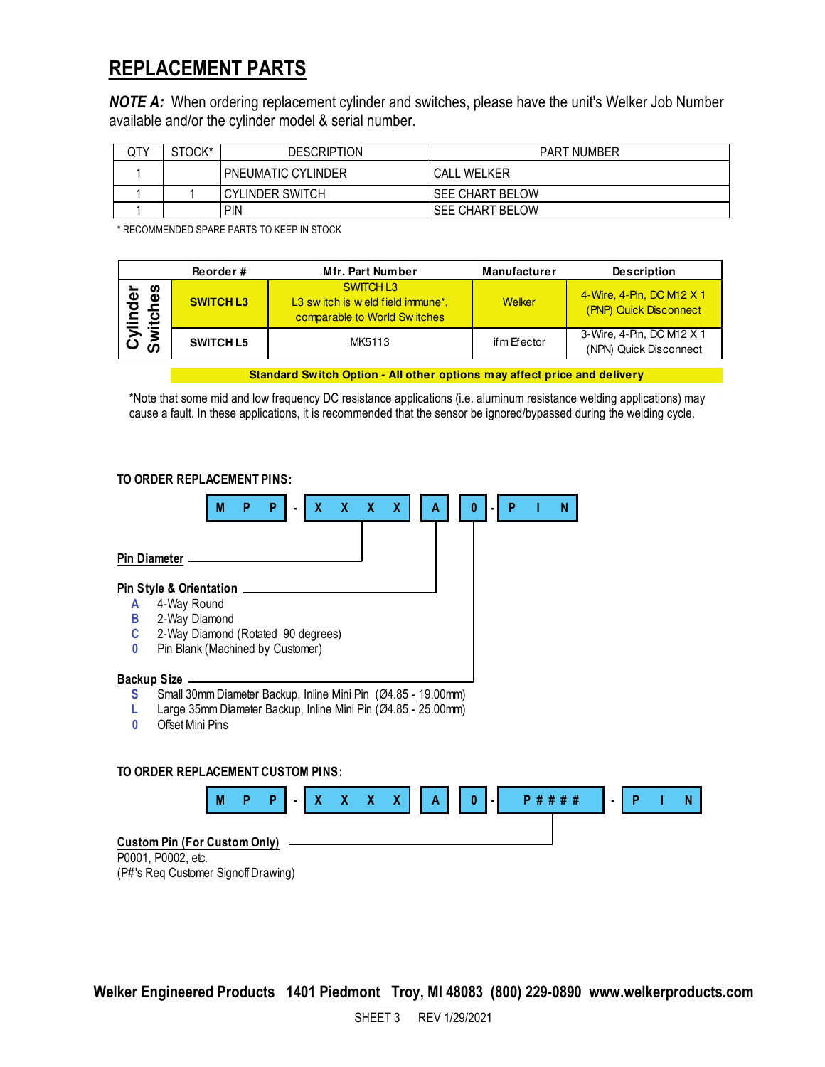## REPLACEMENT PARTS

***NOTE A:*** When ordering replacement cylinder and switches, please have the unit's Welker Job Number available and/or the cylinder model & serial number.

| QTY | STOCK* | DESCRIPTION | PART NUMBER |
|---|---|---|---|
| 1 | | PNEUMATIC CYLINDER | CALL WELKER |
| 1 | 1 | CYLINDER SWITCH | SEE CHART BELOW |
| 1 | | PIN | SEE CHART BELOW |

\* RECOMMENDED SPARE PARTS TO KEEP IN STOCK

| | Reorder # | Mfr. Part Number | Manufacturer | Description |
|---|---|---|---|---|
| Cylinder Switches | **SWITCH L3** | SWITCH L3<br>L3 switch is weld field immune*, comparable to World Switches | Welker | 4-Wire, 4-Pin, DC M12 X 1 (PNP) Quick Disconnect |
| | **SWITCH L5** | MK5113 | ifm Efector | 3-Wire, 4-Pin, DC M12 X 1 (NPN) Quick Disconnect |

**Standard Switch Option - All other options may affect price and delivery**

*Note that some mid and low frequency DC resistance applications (i.e. aluminum resistance welding applications) may cause a fault. In these applications, it is recommended that the sensor be ignored/bypassed during the welding cycle.

**TO ORDER REPLACEMENT PINS:**

**M P P - X X X X A 0 - P I N**

**Pin Diameter** (XXXX)

**Pin Style & Orientation** (A)
- **A** 4-Way Round
- **B** 2-Way Diamond
- **C** 2-Way Diamond (Rotated 90 degrees)
- **0** Pin Blank (Machined by Customer)

**Backup Size** (0)
- **S** Small 30mm Diameter Backup, Inline Mini Pin (Ø4.85 - 19.00mm)
- **L** Large 35mm Diameter Backup, Inline Mini Pin (Ø4.85 - 25.00mm)
- **0** Offset Mini Pins

**TO ORDER REPLACEMENT CUSTOM PINS:**

**M P P - X X X X A 0 - P # # # # - P I N**

**Custom Pin (For Custom Only)** (P####)
P0001, P0002, etc.
(P#'s Req Customer Signoff Drawing)

**Welker Engineered Products 1401 Piedmont Troy, MI 48083 (800) 229-0890 www.welkerproducts.com**

SHEET 3 REV 1/29/2021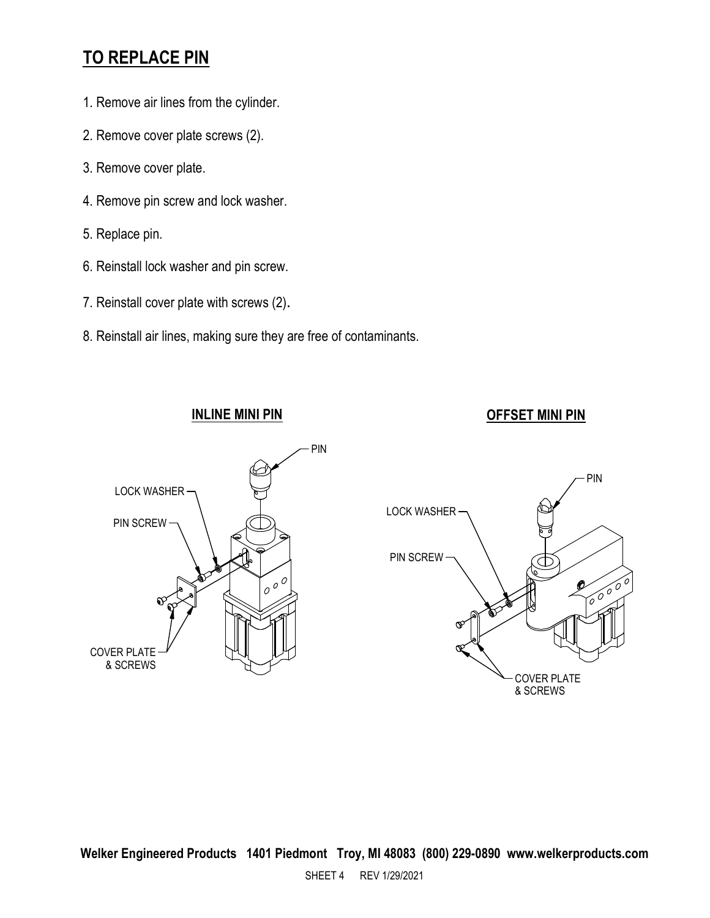## TO REPLACE PIN

1. Remove air lines from the cylinder.
2. Remove cover plate screws (2).
3. Remove cover plate.
4. Remove pin screw and lock washer.
5. Replace pin.
6. Reinstall lock washer and pin screw.
7. Reinstall cover plate with screws (2).
8. Reinstall air lines, making sure they are free of contaminants.

**INLINE MINI PIN**

PIN
LOCK WASHER
PIN SCREW
COVER PLATE & SCREWS

**OFFSET MINI PIN**

PIN
LOCK WASHER
PIN SCREW
COVER PLATE & SCREWS

**Welker Engineered Products 1401 Piedmont Troy, MI 48083 (800) 229-0890 www.welkerproducts.com**

SHEET 4 REV 1/29/2021